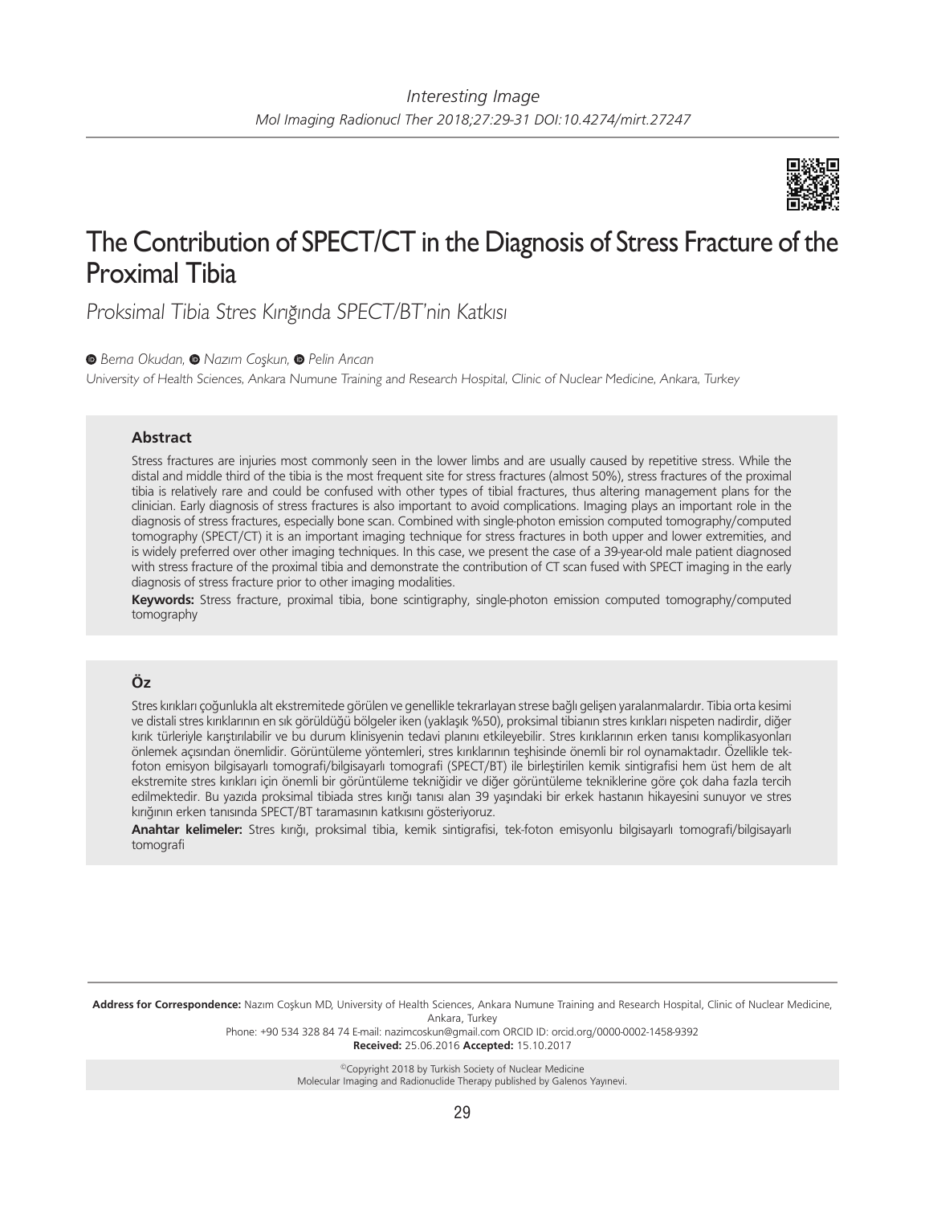Interesting Image

# The Contribution of SPECT/CT in the Diagnosis of Stress Fracture of the Proximal Tibia

*Proksimal Tibia Stres Kırığında SPECT/BT'nin Katkısı*

*Berna Okudan, Nazım Coşkun, Pelin Arıcan*

*University of Health Sciences, Ankara Numune Training and Research Hospital, Clinic of Nuclear Medicine, Ankara, Turkey*

## Abstract

Stress fractures are injuries most commonly seen in the lower limbs and are usually caused by repetitive stress. While the distal and middle third of the tibia is the most frequent site for stress fractures (almost 50%), stress fractures of the proximal tibia is relatively rare and could be confused with other types of tibial fractures, thus altering management plans for the clinician. Early diagnosis of stress fractures is also important to avoid complications. Imaging plays an important role in the diagnosis of stress fractures, especially bone scan. Combined with single-photon emission computed tomography/computed tomography (SPECT/CT) it is an important imaging technique for stress fractures in both upper and lower extremities, and is widely preferred over other imaging techniques. In this case, we present the case of a 39-year-old male patient diagnosed with stress fracture of the proximal tibia and demonstrate the contribution of CT scan fused with SPECT imaging in the early diagnosis of stress fracture prior to other imaging modalities.

**Keywords:** Stress fracture, proximal tibia, bone scintigraphy, single-photon emission computed tomography/computed tomography

## Öz

Stres kırıkları çoğunlukla alt ekstremitede görülen ve genellikle tekrarlayan strese bağlı gelişen yaralanmalardır. Tibia orta kesimi ve distali stres kırıklarının en sık görüldüğü bölgeler iken (yaklaşık %50), proksimal tibianın stres kırıkları nispeten nadirdir, diğer kırık türleriyle karıştırılabilir ve bu durum klinisyenin tedavi planını etkileyebilir. Stres kırıklarının erken tanısı komplikasyonları önlemek açısından önemlidir. Görüntüleme yöntemleri, stres kırıklarının teşhisinde önemli bir rol oynamaktadır. Özellikle tek-foton emisyon bilgisayarlı tomografi/bilgisayarlı tomografi (SPECT/BT) ile birleştirilen kemik sintigrafisi hem üst hem de alt ekstremite stres kırıkları için önemli bir görüntüleme tekniğidir ve diğer görüntüleme tekniklerine göre çok daha fazla tercih edilmektedir. Bu yazıda proksimal tibiada stres kırığı tanısı alan 39 yaşındaki bir erkek hastanın hikayesini sunuyor ve stres kırığının erken tanısında SPECT/BT taramasının katkısını gösteriyoruz.

**Anahtar kelimeler:** Stres kırığı, proksimal tibia, kemik sintigrafisi, tek-foton emisyonlu bilgisayarlı tomografi/bilgisayarlı tomografi

---

**Address for Correspondence:** Nazım Coşkun MD, University of Health Sciences, Ankara Numune Training and Research Hospital, Clinic of Nuclear Medicine, Ankara, Turkey
Phone: +90 534 328 84 74 E-mail: nazimcoskun@gmail.com ORCID ID: orcid.org/0000-0002-1458-9392
**Received:** 25.06.2016 **Accepted:** 15.10.2017

©Copyright 2018 by Turkish Society of Nuclear Medicine
Molecular Imaging and Radionuclide Therapy published by Galenos Yayınevi.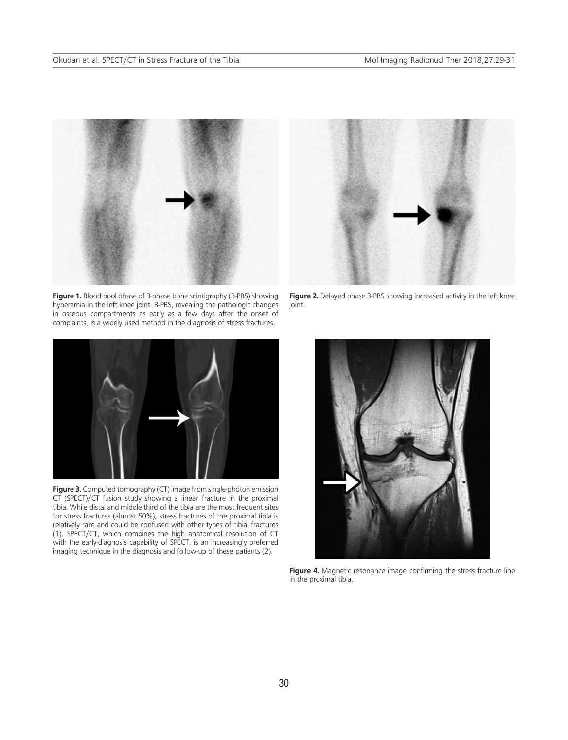**Figure 1.** Blood pool phase of 3-phase bone scintigraphy (3-PBS) showing hyperemia in the left knee joint. 3-PBS, revealing the pathologic changes in osseous compartments as early as a few days after the onset of complaints, is a widely used method in the diagnosis of stress fractures.

**Figure 2.** Delayed phase 3-PBS showing increased activity in the left knee joint.

**Figure 3.** Computed tomography (CT) image from single-photon emission CT (SPECT)/CT fusion study showing a linear fracture in the proximal tibia. While distal and middle third of the tibia are the most frequent sites for stress fractures (almost 50%), stress fractures of the proximal tibia is relatively rare and could be confused with other types of tibial fractures (1). SPECT/CT, which combines the high anatomical resolution of CT with the early-diagnosis capability of SPECT, is an increasingly preferred imaging technique in the diagnosis and follow-up of these patients (2).

**Figure 4.** Magnetic resonance image confirming the stress fracture line in the proximal tibia.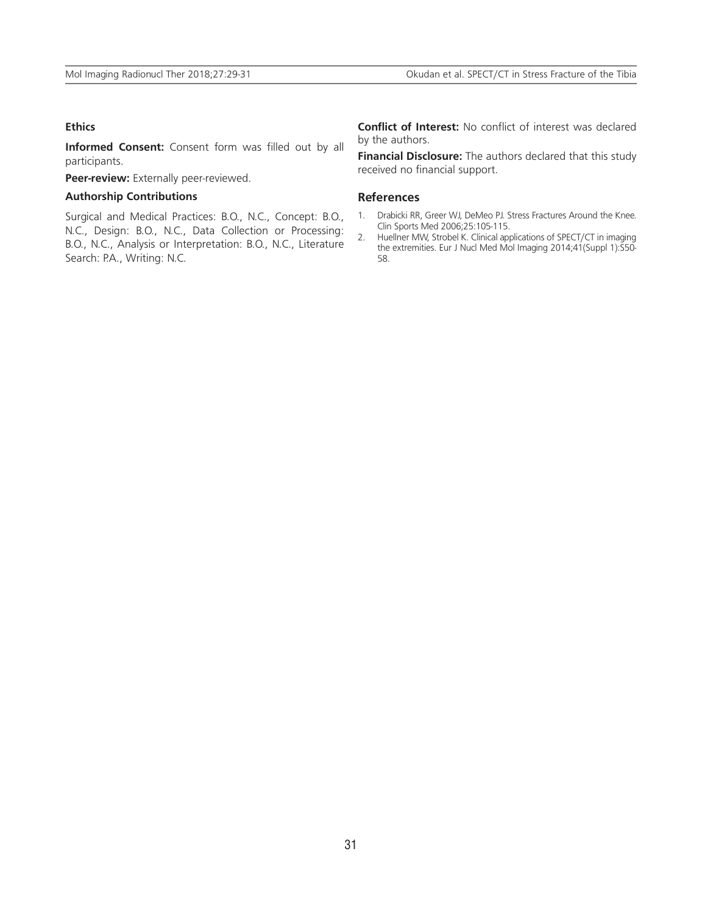### Ethics

**Informed Consent:** Consent form was filled out by all participants.

**Peer-review:** Externally peer-reviewed.

### Authorship Contributions

Surgical and Medical Practices: B.O., N.C., Concept: B.O., N.C., Design: B.O., N.C., Data Collection or Processing: B.O., N.C., Analysis or Interpretation: B.O., N.C., Literature Search: P.A., Writing: N.C.

**Conflict of Interest:** No conflict of interest was declared by the authors.

**Financial Disclosure:** The authors declared that this study received no financial support.

## References

1. Drabicki RR, Greer WJ, DeMeo PJ. Stress Fractures Around the Knee. Clin Sports Med 2006;25:105-115.
2. Huellner MW, Strobel K. Clinical applications of SPECT/CT in imaging the extremities. Eur J Nucl Med Mol Imaging 2014;41(Suppl 1):S50-58.